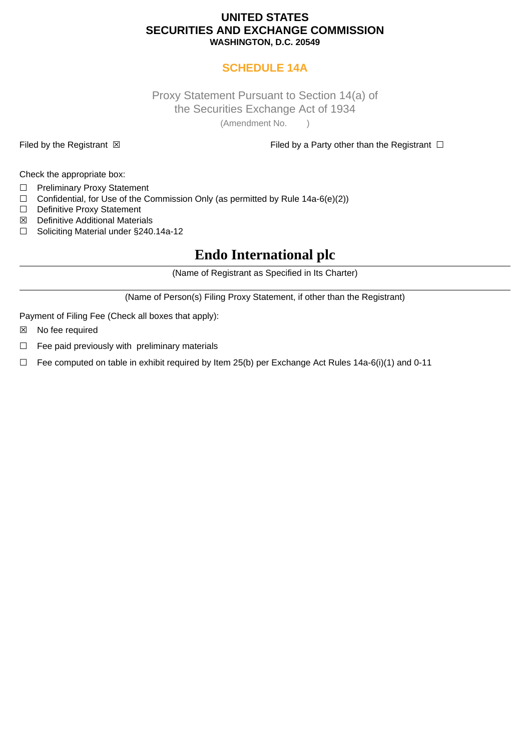**UNITED STATES**
**SECURITIES AND EXCHANGE COMMISSION**
**WASHINGTON, D.C. 20549**

## SCHEDULE 14A

Proxy Statement Pursuant to Section 14(a) of
the Securities Exchange Act of 1934
(Amendment No. )

Filed by the Registrant ☒

Filed by a Party other than the Registrant ☐

Check the appropriate box:

☐ Preliminary Proxy Statement
☐ Confidential, for Use of the Commission Only (as permitted by Rule 14a-6(e)(2))
☐ Definitive Proxy Statement
☒ Definitive Additional Materials
☐ Soliciting Material under §240.14a-12

# Endo International plc

(Name of Registrant as Specified in Its Charter)

(Name of Person(s) Filing Proxy Statement, if other than the Registrant)

Payment of Filing Fee (Check all boxes that apply):

☒ No fee required

☐ Fee paid previously with preliminary materials

☐ Fee computed on table in exhibit required by Item 25(b) per Exchange Act Rules 14a-6(i)(1) and 0-11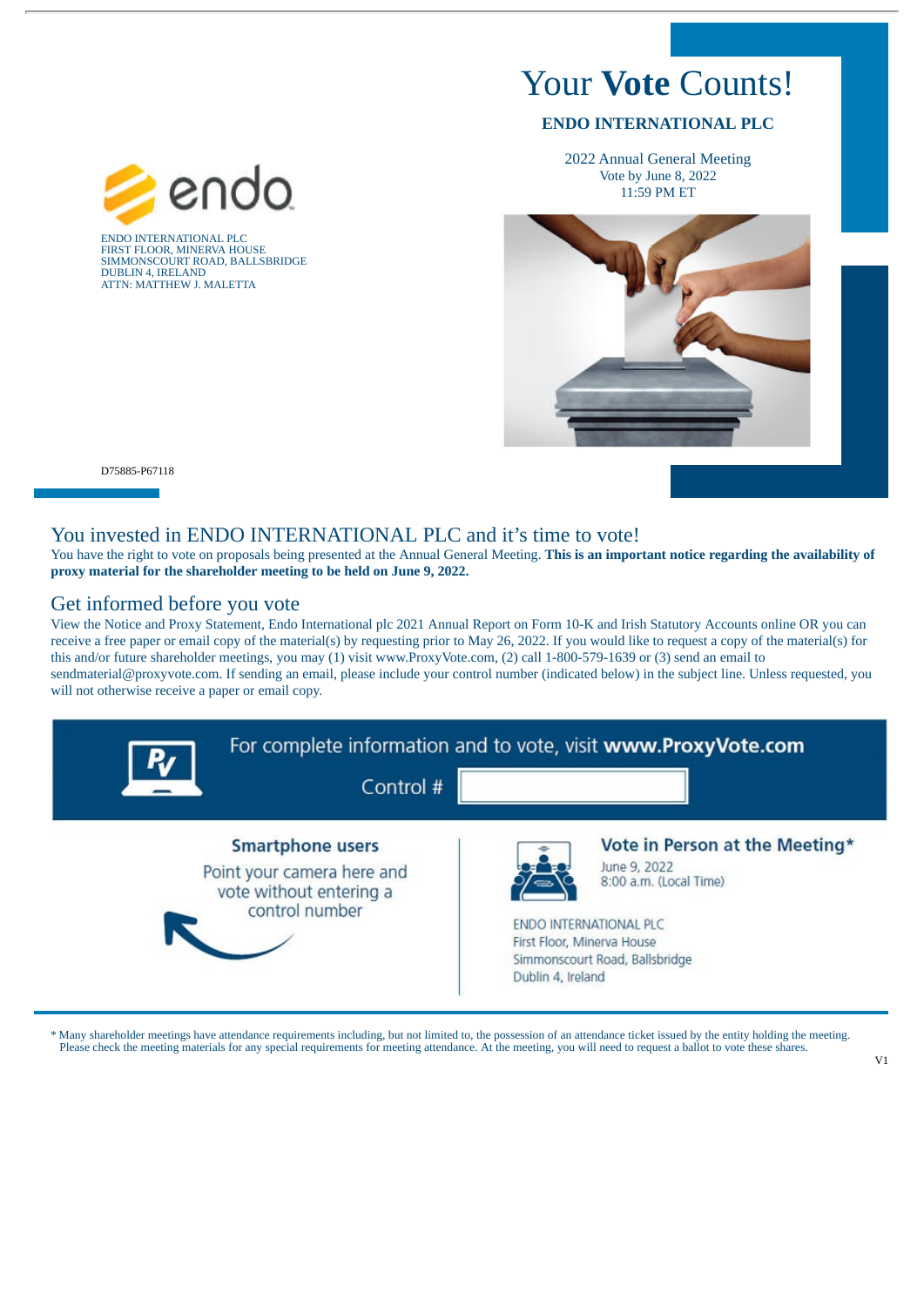# Your **Vote** Counts!

**ENDO INTERNATIONAL PLC**

2022 Annual General Meeting
Vote by June 8, 2022
11:59 PM ET

ENDO INTERNATIONAL PLC
FIRST FLOOR, MINERVA HOUSE
SIMMONSCOURT ROAD, BALLSBRIDGE
DUBLIN 4, IRELAND
ATTN: MATTHEW J. MALETTA

D75885-P67118

## You invested in ENDO INTERNATIONAL PLC and it's time to vote!

You have the right to vote on proposals being presented at the Annual General Meeting. **This is an important notice regarding the availability of proxy material for the shareholder meeting to be held on June 9, 2022.**

## Get informed before you vote

View the Notice and Proxy Statement, Endo International plc 2021 Annual Report on Form 10-K and Irish Statutory Accounts online OR you can receive a free paper or email copy of the material(s) by requesting prior to May 26, 2022. If you would like to request a copy of the material(s) for this and/or future shareholder meetings, you may (1) visit www.ProxyVote.com, (2) call 1-800-579-1639 or (3) send an email to sendmaterial@proxyvote.com. If sending an email, please include your control number (indicated below) in the subject line. Unless requested, you will not otherwise receive a paper or email copy.

For complete information and to vote, visit **www.ProxyVote.com**

Control #

**Smartphone users**

Point your camera here and vote without entering a control number

**Vote in Person at the Meeting***

June 9, 2022
8:00 a.m. (Local Time)

ENDO INTERNATIONAL PLC
First Floor, Minerva House
Simmonscourt Road, Ballsbridge
Dublin 4, Ireland

* Many shareholder meetings have attendance requirements including, but not limited to, the possession of an attendance ticket issued by the entity holding the meeting. Please check the meeting materials for any special requirements for meeting attendance. At the meeting, you will need to request a ballot to vote these shares.

V1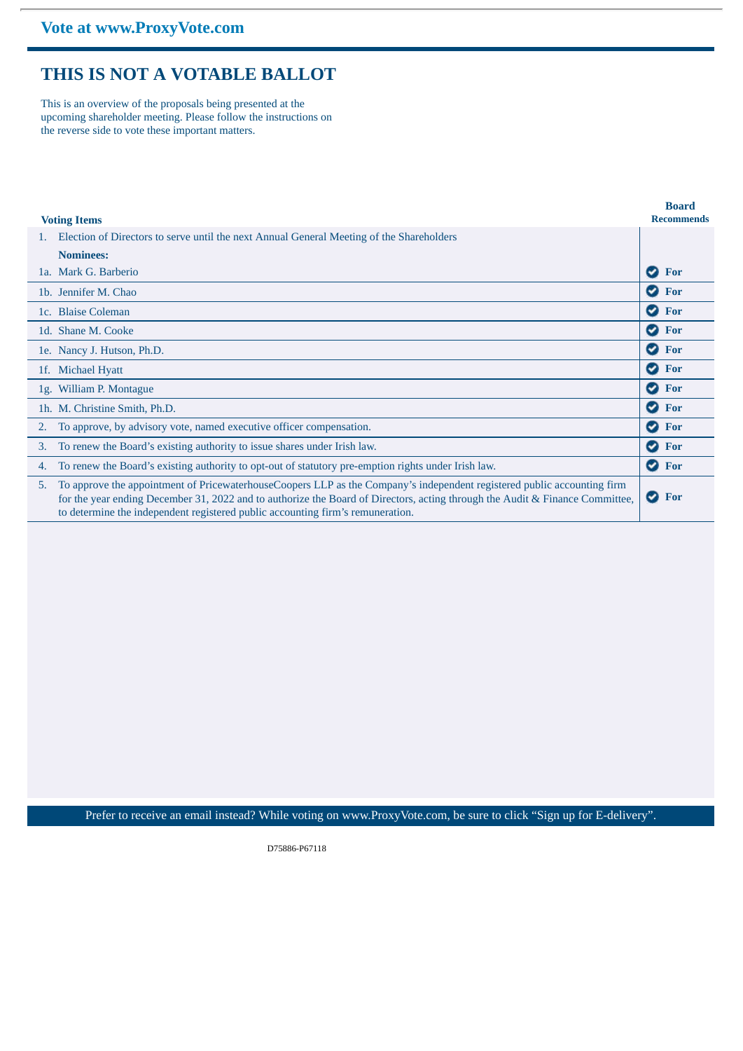**Vote at www.ProxyVote.com**

# THIS IS NOT A VOTABLE BALLOT

This is an overview of the proposals being presented at the upcoming shareholder meeting. Please follow the instructions on the reverse side to vote these important matters.

| Voting Items | Board Recommends |
|---|---|
| 1. Election of Directors to serve until the next Annual General Meeting of the Shareholders | |
| **Nominees:** | |
| 1a. Mark G. Barberio | For |
| 1b. Jennifer M. Chao | For |
| 1c. Blaise Coleman | For |
| 1d. Shane M. Cooke | For |
| 1e. Nancy J. Hutson, Ph.D. | For |
| 1f. Michael Hyatt | For |
| 1g. William P. Montague | For |
| 1h. M. Christine Smith, Ph.D. | For |
| 2. To approve, by advisory vote, named executive officer compensation. | For |
| 3. To renew the Board's existing authority to issue shares under Irish law. | For |
| 4. To renew the Board's existing authority to opt-out of statutory pre-emption rights under Irish law. | For |
| 5. To approve the appointment of PricewaterhouseCoopers LLP as the Company's independent registered public accounting firm for the year ending December 31, 2022 and to authorize the Board of Directors, acting through the Audit & Finance Committee, to determine the independent registered public accounting firm's remuneration. | For |

Prefer to receive an email instead? While voting on www.ProxyVote.com, be sure to click "Sign up for E-delivery".

D75886-P67118